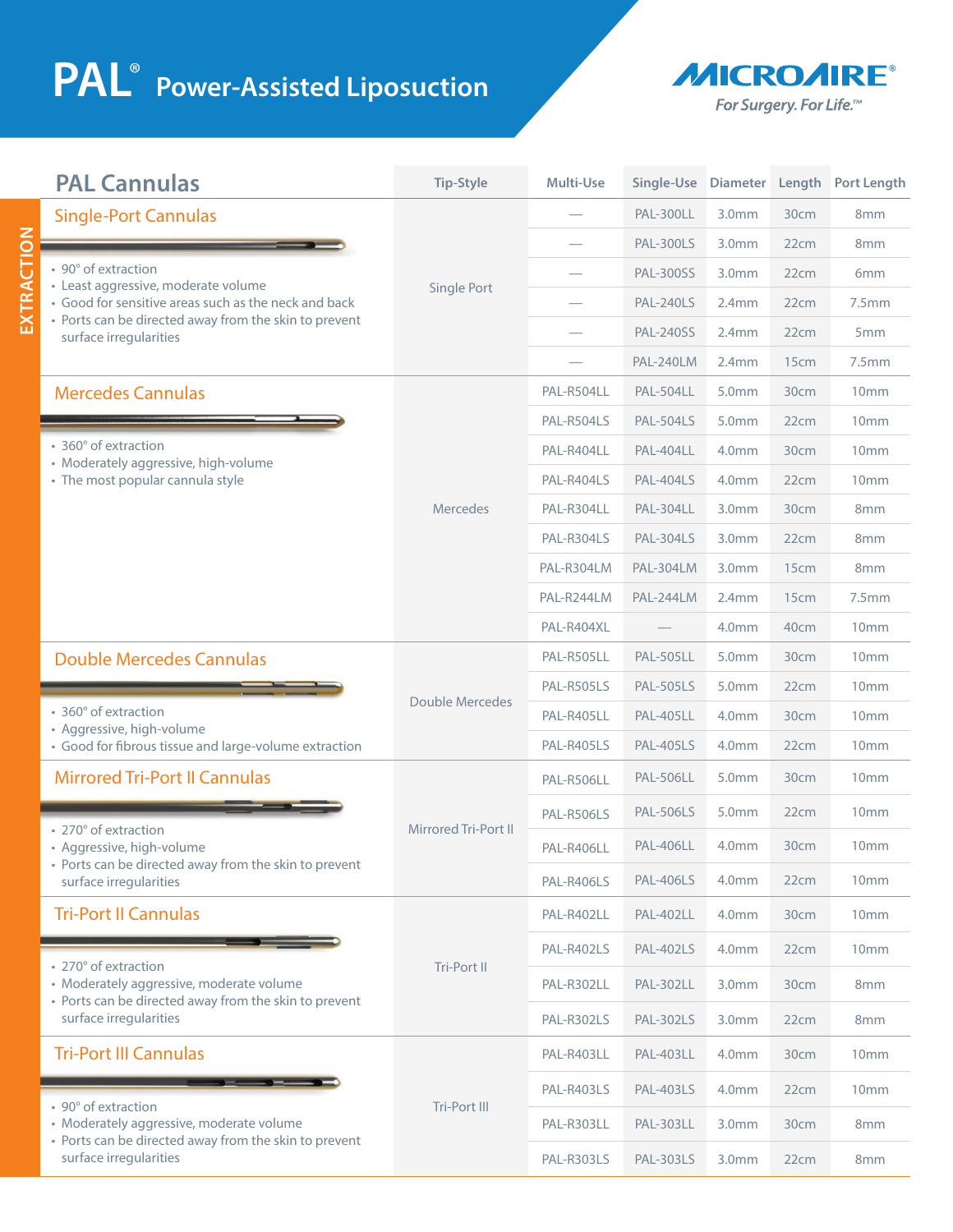# PAL® Power-Assisted Liposuction

MICROAIRE®
*For Surgery. For Life.™*

EXTRACTION

## PAL Cannulas

| PAL Cannulas | Tip-Style | Multi-Use | Single-Use | Diameter | Length | Port Length |
|---|---|---|---|---|---|---|
| **Single-Port Cannulas**<br>• 90° of extraction<br>• Least aggressive, moderate volume<br>• Good for sensitive areas such as the neck and back<br>• Ports can be directed away from the skin to prevent surface irregularities | Single Port | — | PAL-300LL | 3.0mm | 30cm | 8mm |
| | | — | PAL-300LS | 3.0mm | 22cm | 8mm |
| | | — | PAL-300SS | 3.0mm | 22cm | 6mm |
| | | — | PAL-240LS | 2.4mm | 22cm | 7.5mm |
| | | — | PAL-240SS | 2.4mm | 22cm | 5mm |
| | | — | PAL-240LM | 2.4mm | 15cm | 7.5mm |
| **Mercedes Cannulas**<br>• 360° of extraction<br>• Moderately aggressive, high-volume<br>• The most popular cannula style | Mercedes | PAL-R504LL | PAL-504LL | 5.0mm | 30cm | 10mm |
| | | PAL-R504LS | PAL-504LS | 5.0mm | 22cm | 10mm |
| | | PAL-R404LL | PAL-404LL | 4.0mm | 30cm | 10mm |
| | | PAL-R404LS | PAL-404LS | 4.0mm | 22cm | 10mm |
| | | PAL-R304LL | PAL-304LL | 3.0mm | 30cm | 8mm |
| | | PAL-R304LS | PAL-304LS | 3.0mm | 22cm | 8mm |
| | | PAL-R304LM | PAL-304LM | 3.0mm | 15cm | 8mm |
| | | PAL-R244LM | PAL-244LM | 2.4mm | 15cm | 7.5mm |
| | | PAL-R404XL | — | 4.0mm | 40cm | 10mm |
| **Double Mercedes Cannulas**<br>• 360° of extraction<br>• Aggressive, high-volume<br>• Good for fibrous tissue and large-volume extraction | Double Mercedes | PAL-R505LL | PAL-505LL | 5.0mm | 30cm | 10mm |
| | | PAL-R505LS | PAL-505LS | 5.0mm | 22cm | 10mm |
| | | PAL-R405LL | PAL-405LL | 4.0mm | 30cm | 10mm |
| | | PAL-R405LS | PAL-405LS | 4.0mm | 22cm | 10mm |
| **Mirrored Tri-Port II Cannulas**<br>• 270° of extraction<br>• Aggressive, high-volume<br>• Ports can be directed away from the skin to prevent surface irregularities | Mirrored Tri-Port II | PAL-R506LL | PAL-506LL | 5.0mm | 30cm | 10mm |
| | | PAL-R506LS | PAL-506LS | 5.0mm | 22cm | 10mm |
| | | PAL-R406LL | PAL-406LL | 4.0mm | 30cm | 10mm |
| | | PAL-R406LS | PAL-406LS | 4.0mm | 22cm | 10mm |
| **Tri-Port II Cannulas**<br>• 270° of extraction<br>• Moderately aggressive, moderate volume<br>• Ports can be directed away from the skin to prevent surface irregularities | Tri-Port II | PAL-R402LL | PAL-402LL | 4.0mm | 30cm | 10mm |
| | | PAL-R402LS | PAL-402LS | 4.0mm | 22cm | 10mm |
| | | PAL-R302LL | PAL-302LL | 3.0mm | 30cm | 8mm |
| | | PAL-R302LS | PAL-302LS | 3.0mm | 22cm | 8mm |
| **Tri-Port III Cannulas**<br>• 90° of extraction<br>• Moderately aggressive, moderate volume<br>• Ports can be directed away from the skin to prevent surface irregularities | Tri-Port III | PAL-R403LL | PAL-403LL | 4.0mm | 30cm | 10mm |
| | | PAL-R403LS | PAL-403LS | 4.0mm | 22cm | 10mm |
| | | PAL-R303LL | PAL-303LL | 3.0mm | 30cm | 8mm |
| | | PAL-R303LS | PAL-303LS | 3.0mm | 22cm | 8mm |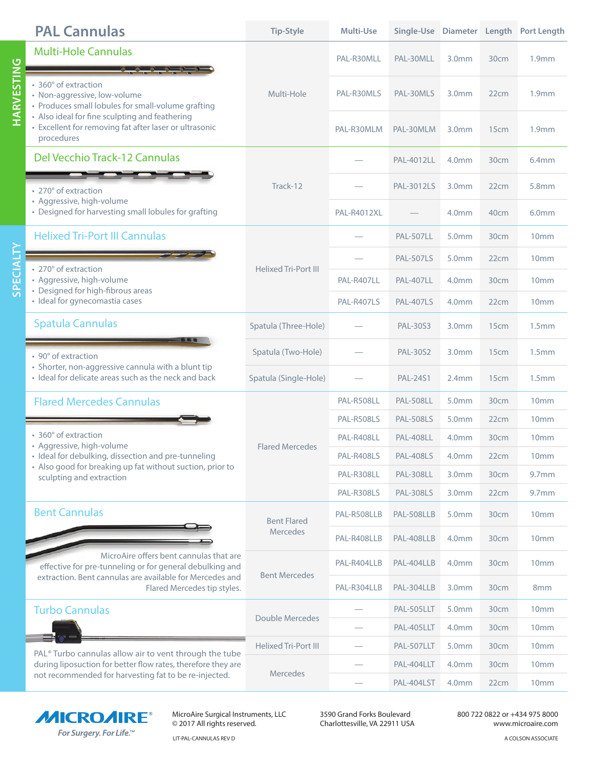# PAL Cannulas

## HARVESTING

| Cannula | Tip-Style | Multi-Use | Single-Use | Diameter | Length | Port Length |
|---|---|---|---|---|---|---|
| **Multi-Hole Cannulas** | Multi-Hole | PAL-R30MLL | PAL-30MLL | 3.0mm | 30cm | 1.9mm |
| | | PAL-R30MLS | PAL-30MLS | 3.0mm | 22cm | 1.9mm |
| | | PAL-R30MLM | PAL-30MLM | 3.0mm | 15cm | 1.9mm |
| **Del Vecchio Track-12 Cannulas** | Track-12 | — | PAL-4012LL | 4.0mm | 30cm | 6.4mm |
| | | — | PAL-3012LS | 3.0mm | 22cm | 5.8mm |
| | | PAL-R4012XL | — | 4.0mm | 40cm | 6.0mm |

### Multi-Hole Cannulas

- 360° of extraction
- Non-aggressive, low-volume
- Produces small lobules for small-volume grafting
- Also ideal for fine sculpting and feathering
- Excellent for removing fat after laser or ultrasonic procedures

### Del Vecchio Track-12 Cannulas

- 270° of extraction
- Aggressive, high-volume
- Designed for harvesting small lobules for grafting

## SPECIALTY

| Cannula | Tip-Style | Multi-Use | Single-Use | Diameter | Length | Port Length |
|---|---|---|---|---|---|---|
| **Helixed Tri-Port III Cannulas** | Helixed Tri-Port III | — | PAL-507LL | 5.0mm | 30cm | 10mm |
| | | — | PAL-507LS | 5.0mm | 22cm | 10mm |
| | | PAL-R407LL | PAL-407LL | 4.0mm | 30cm | 10mm |
| | | PAL-R407LS | PAL-407LS | 4.0mm | 22cm | 10mm |
| **Spatula Cannulas** | Spatula (Three-Hole) | — | PAL-30S3 | 3.0mm | 15cm | 1.5mm |
| | Spatula (Two-Hole) | — | PAL-30S2 | 3.0mm | 15cm | 1.5mm |
| | Spatula (Single-Hole) | — | PAL-24S1 | 2.4mm | 15cm | 1.5mm |
| **Flared Mercedes Cannulas** | Flared Mercedes | PAL-R508LL | PAL-508LL | 5.0mm | 30cm | 10mm |
| | | PAL-R508LS | PAL-508LS | 5.0mm | 22cm | 10mm |
| | | PAL-R408LL | PAL-408LL | 4.0mm | 30cm | 10mm |
| | | PAL-R408LS | PAL-408LS | 4.0mm | 22cm | 10mm |
| | | PAL-R308LL | PAL-308LL | 3.0mm | 30cm | 9.7mm |
| | | PAL-R308LS | PAL-308LS | 3.0mm | 22cm | 9.7mm |
| **Bent Cannulas** | Bent Flared Mercedes | PAL-R508LLB | PAL-508LLB | 5.0mm | 30cm | 10mm |
| | | PAL-R408LLB | PAL-408LLB | 4.0mm | 30cm | 10mm |
| | Bent Mercedes | PAL-R404LLB | PAL-404LLB | 4.0mm | 30cm | 10mm |
| | | PAL-R304LLB | PAL-304LLB | 3.0mm | 30cm | 8mm |
| **Turbo Cannulas** | Double Mercedes | — | PAL-505LLT | 5.0mm | 30cm | 10mm |
| | | — | PAL-405LLT | 4.0mm | 30cm | 10mm |
| | Helixed Tri-Port III | — | PAL-507LLT | 5.0mm | 30cm | 10mm |
| | Mercedes | — | PAL-404LLT | 4.0mm | 30cm | 10mm |
| | | — | PAL-404LST | 4.0mm | 22cm | 10mm |

### Helixed Tri-Port III Cannulas

- 270° of extraction
- Aggressive, high-volume
- Designed for high-fibrous areas
- Ideal for gynecomastia cases

### Spatula Cannulas

- 90° of extraction
- Shorter, non-aggressive cannula with a blunt tip
- Ideal for delicate areas such as the neck and back

### Flared Mercedes Cannulas

- 360° of extraction
- Aggressive, high-volume
- Ideal for debulking, dissection and pre-tunneling
- Also good for breaking up fat without suction, prior to sculpting and extraction

### Bent Cannulas

MicroAire offers bent cannulas that are effective for pre-tunneling or for general debulking and extraction. Bent cannulas are available for Mercedes and Flared Mercedes tip styles.

### Turbo Cannulas

PAL® Turbo cannulas allow air to vent through the tube during liposuction for better flow rates, therefore they are not recommended for harvesting fat to be re-injected.

---

**MICROAIRE®** *For Surgery. For Life.™*

MicroAire Surgical Instruments, LLC
© 2017 All rights reserved.

3590 Grand Forks Boulevard
Charlottesville, VA 22911 USA

800 722 0822 or +434 975 8000
www.microaire.com

LIT-PAL-CANNULAS REV D

A COLSON ASSOCIATE